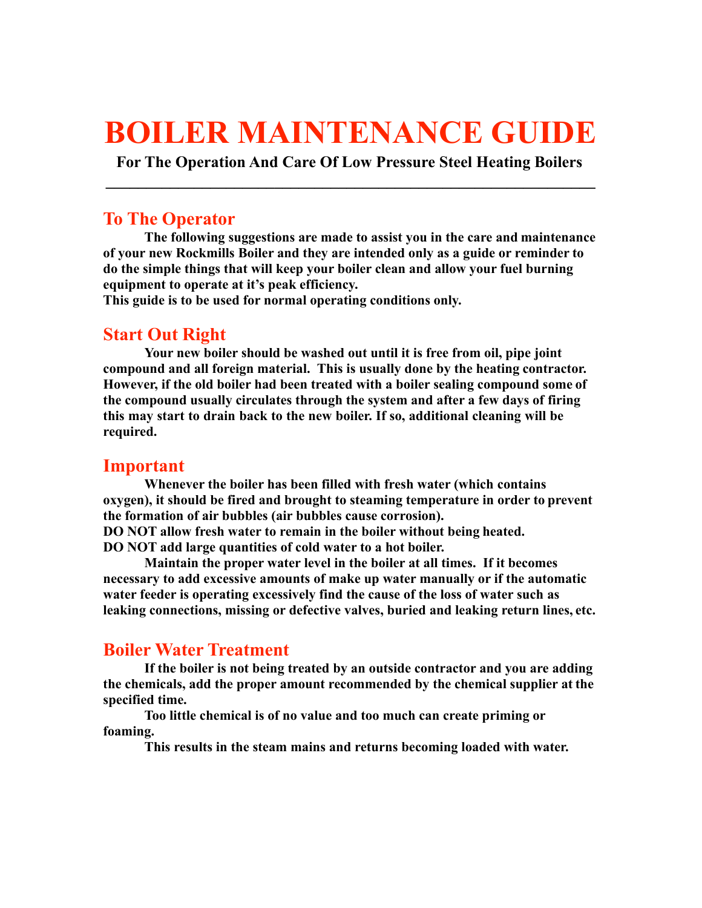# BOILER MAINTENANCE GUIDE

**For The Operation And Care Of Low Pressure Steel Heating Boilers**

---

## To The Operator

**The following suggestions are made to assist you in the care and maintenance of your new Rockmills Boiler and they are intended only as a guide or reminder to do the simple things that will keep your boiler clean and allow your fuel burning equipment to operate at it's peak efficiency.**
**This guide is to be used for normal operating conditions only.**

## Start Out Right

**Your new boiler should be washed out until it is free from oil, pipe joint compound and all foreign material. This is usually done by the heating contractor. However, if the old boiler had been treated with a boiler sealing compound some of the compound usually circulates through the system and after a few days of firing this may start to drain back to the new boiler. If so, additional cleaning will be required.**

## Important

**Whenever the boiler has been filled with fresh water (which contains oxygen), it should be fired and brought to steaming temperature in order to prevent the formation of air bubbles (air bubbles cause corrosion).**
**DO NOT allow fresh water to remain in the boiler without being heated.**
**DO NOT add large quantities of cold water to a hot boiler.**

**Maintain the proper water level in the boiler at all times. If it becomes necessary to add excessive amounts of make up water manually or if the automatic water feeder is operating excessively find the cause of the loss of water such as leaking connections, missing or defective valves, buried and leaking return lines, etc.**

## Boiler Water Treatment

**If the boiler is not being treated by an outside contractor and you are adding the chemicals, add the proper amount recommended by the chemical supplier at the specified time.**

**Too little chemical is of no value and too much can create priming or foaming.**

**This results in the steam mains and returns becoming loaded with water.**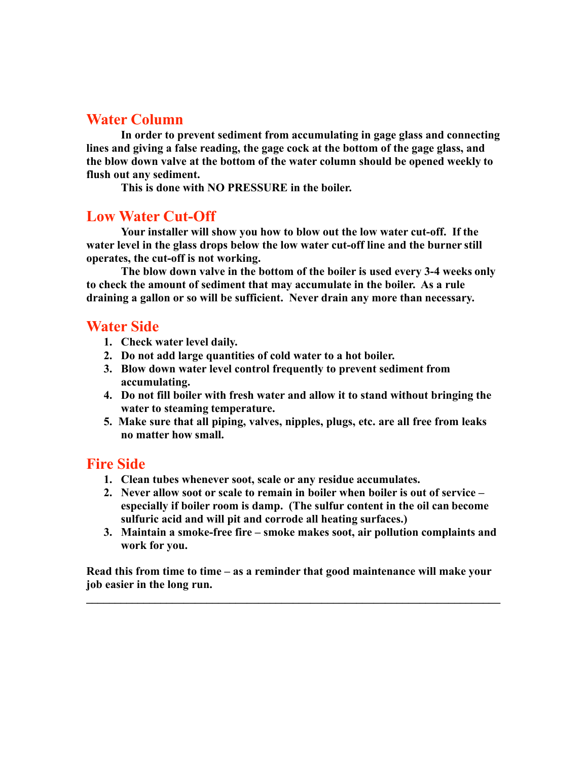## Water Column

**In order to prevent sediment from accumulating in gage glass and connecting lines and giving a false reading, the gage cock at the bottom of the gage glass, and the blow down valve at the bottom of the water column should be opened weekly to flush out any sediment.**

**This is done with NO PRESSURE in the boiler.**

## Low Water Cut-Off

**Your installer will show you how to blow out the low water cut-off. If the water level in the glass drops below the low water cut-off line and the burner still operates, the cut-off is not working.**

**The blow down valve in the bottom of the boiler is used every 3-4 weeks only to check the amount of sediment that may accumulate in the boiler. As a rule draining a gallon or so will be sufficient. Never drain any more than necessary.**

## Water Side

1. **Check water level daily.**
2. **Do not add large quantities of cold water to a hot boiler.**
3. **Blow down water level control frequently to prevent sediment from accumulating.**
4. **Do not fill boiler with fresh water and allow it to stand without bringing the water to steaming temperature.**
5. **Make sure that all piping, valves, nipples, plugs, etc. are all free from leaks no matter how small.**

## Fire Side

1. **Clean tubes whenever soot, scale or any residue accumulates.**
2. **Never allow soot or scale to remain in boiler when boiler is out of service – especially if boiler room is damp. (The sulfur content in the oil can become sulfuric acid and will pit and corrode all heating surfaces.)**
3. **Maintain a smoke-free fire – smoke makes soot, air pollution complaints and work for you.**

**Read this from time to time – as a reminder that good maintenance will make your job easier in the long run.**

---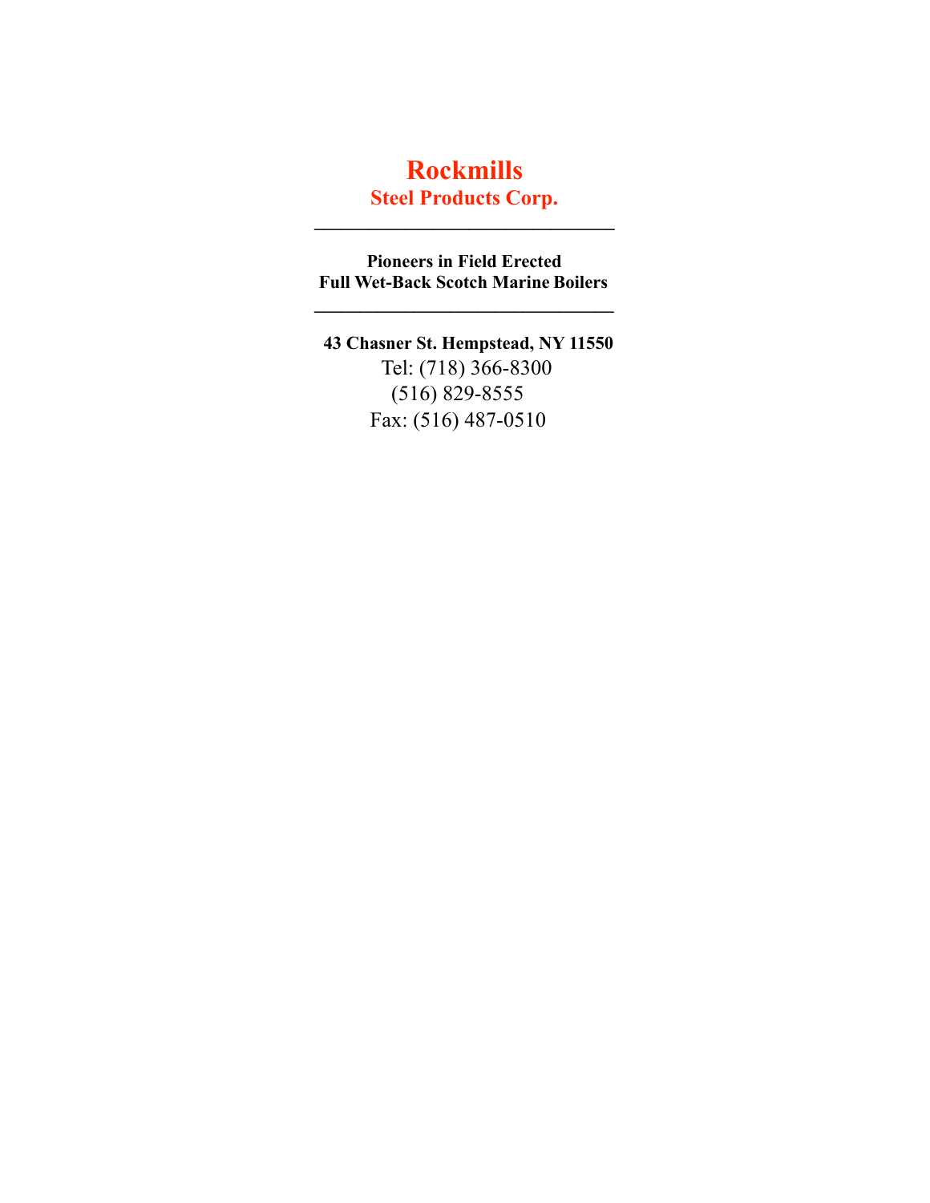# Rockmills

## Steel Products Corp.

---

**Pioneers in Field Erected**
**Full Wet-Back Scotch Marine Boilers**

---

**43 Chasner St. Hempstead, NY 11550**

Tel: (718) 366-8300

(516) 829-8555

Fax: (516) 487-0510